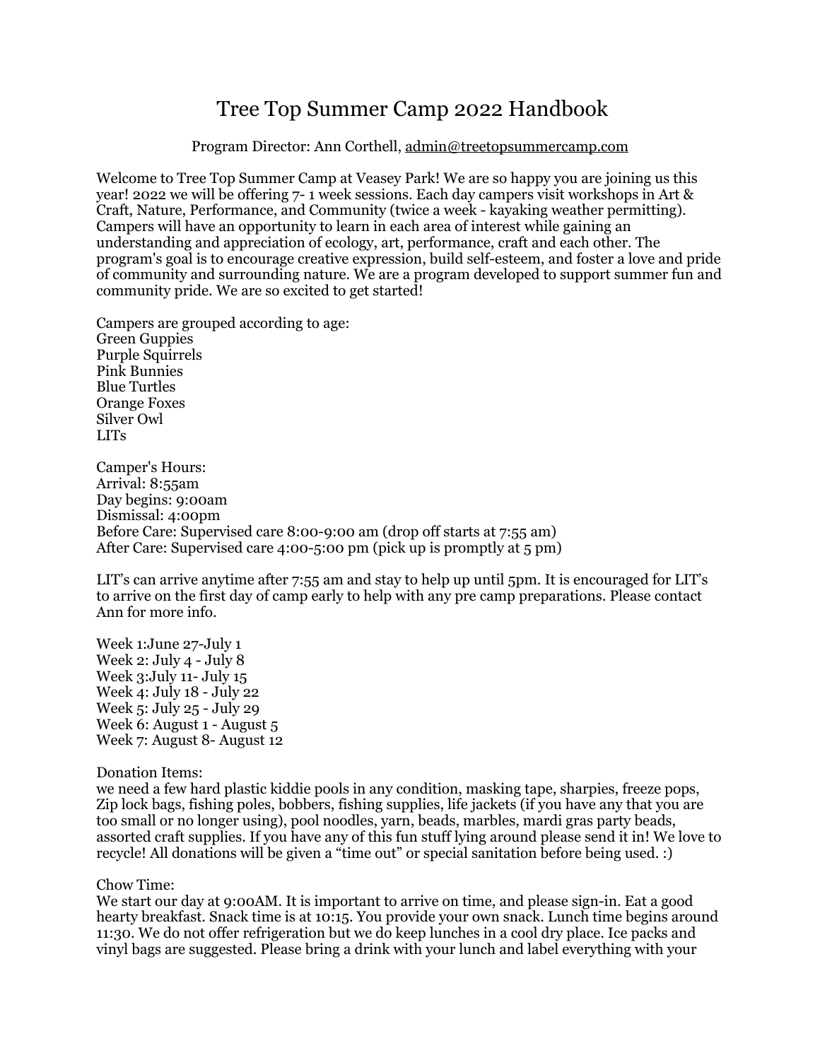# Tree Top Summer Camp 2022 Handbook

Program Director: Ann Corthell, admin@treetopsummercamp.com

Welcome to Tree Top Summer Camp at Veasey Park! We are so happy you are joining us this year! 2022 we will be offering 7- 1 week sessions. Each day campers visit workshops in Art & Craft, Nature, Performance, and Community (twice a week - kayaking weather permitting). Campers will have an opportunity to learn in each area of interest while gaining an understanding and appreciation of ecology, art, performance, craft and each other. The program's goal is to encourage creative expression, build self-esteem, and foster a love and pride of community and surrounding nature. We are a program developed to support summer fun and community pride. We are so excited to get started!

Campers are grouped according to age:
Green Guppies
Purple Squirrels
Pink Bunnies
Blue Turtles
Orange Foxes
Silver Owl
LITs

Camper's Hours:
Arrival: 8:55am
Day begins: 9:00am
Dismissal: 4:00pm
Before Care: Supervised care 8:00-9:00 am (drop off starts at 7:55 am)
After Care: Supervised care 4:00-5:00 pm (pick up is promptly at 5 pm)

LIT's can arrive anytime after 7:55 am and stay to help up until 5pm. It is encouraged for LIT's to arrive on the first day of camp early to help with any pre camp preparations. Please contact Ann for more info.

Week 1:June 27-July 1
Week 2: July 4 - July 8
Week 3:July 11- July 15
Week 4: July 18 - July 22
Week 5: July 25 - July 29
Week 6: August 1 - August 5
Week 7: August 8- August 12

Donation Items:
we need a few hard plastic kiddie pools in any condition, masking tape, sharpies, freeze pops, Zip lock bags, fishing poles, bobbers, fishing supplies, life jackets (if you have any that you are too small or no longer using), pool noodles, yarn, beads, marbles, mardi gras party beads, assorted craft supplies. If you have any of this fun stuff lying around please send it in! We love to recycle! All donations will be given a "time out" or special sanitation before being used. :)

Chow Time:
We start our day at 9:00AM. It is important to arrive on time, and please sign-in. Eat a good hearty breakfast. Snack time is at 10:15. You provide your own snack. Lunch time begins around 11:30. We do not offer refrigeration but we do keep lunches in a cool dry place. Ice packs and vinyl bags are suggested. Please bring a drink with your lunch and label everything with your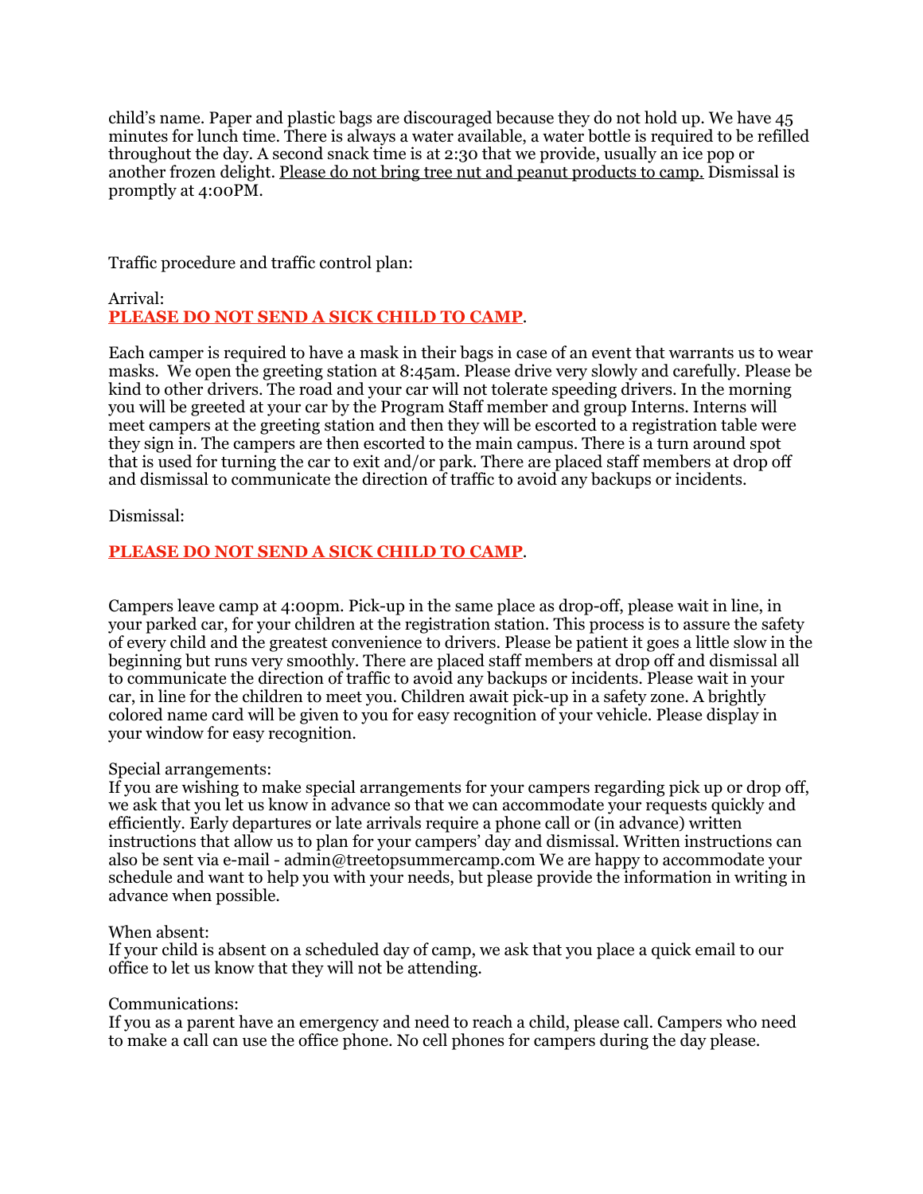child's name. Paper and plastic bags are discouraged because they do not hold up. We have 45 minutes for lunch time. There is always a water available, a water bottle is required to be refilled throughout the day. A second snack time is at 2:30 that we provide, usually an ice pop or another frozen delight. <u>Please do not bring tree nut and peanut products to camp.</u> Dismissal is promptly at 4:00PM.

Traffic procedure and traffic control plan:

Arrival:

<u>**PLEASE DO NOT SEND A SICK CHILD TO CAMP**</u>.

Each camper is required to have a mask in their bags in case of an event that warrants us to wear masks. We open the greeting station at 8:45am. Please drive very slowly and carefully. Please be kind to other drivers. The road and your car will not tolerate speeding drivers. In the morning you will be greeted at your car by the Program Staff member and group Interns. Interns will meet campers at the greeting station and then they will be escorted to a registration table were they sign in. The campers are then escorted to the main campus. There is a turn around spot that is used for turning the car to exit and/or park. There are placed staff members at drop off and dismissal to communicate the direction of traffic to avoid any backups or incidents.

Dismissal:

<u>**PLEASE DO NOT SEND A SICK CHILD TO CAMP**</u>.

Campers leave camp at 4:00pm. Pick-up in the same place as drop-off, please wait in line, in your parked car, for your children at the registration station. This process is to assure the safety of every child and the greatest convenience to drivers. Please be patient it goes a little slow in the beginning but runs very smoothly. There are placed staff members at drop off and dismissal all to communicate the direction of traffic to avoid any backups or incidents. Please wait in your car, in line for the children to meet you. Children await pick-up in a safety zone. A brightly colored name card will be given to you for easy recognition of your vehicle. Please display in your window for easy recognition.

Special arrangements:

If you are wishing to make special arrangements for your campers regarding pick up or drop off, we ask that you let us know in advance so that we can accommodate your requests quickly and efficiently. Early departures or late arrivals require a phone call or (in advance) written instructions that allow us to plan for your campers' day and dismissal. Written instructions can also be sent via e-mail - admin@treetopsummercamp.com We are happy to accommodate your schedule and want to help you with your needs, but please provide the information in writing in advance when possible.

When absent:

If your child is absent on a scheduled day of camp, we ask that you place a quick email to our office to let us know that they will not be attending.

Communications:

If you as a parent have an emergency and need to reach a child, please call. Campers who need to make a call can use the office phone. No cell phones for campers during the day please.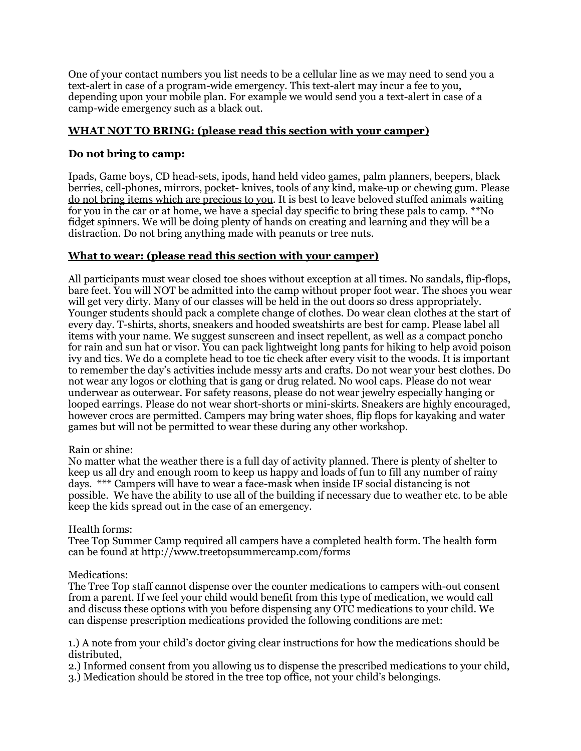One of your contact numbers you list needs to be a cellular line as we may need to send you a text-alert in case of a program-wide emergency. This text-alert may incur a fee to you, depending upon your mobile plan. For example we would send you a text-alert in case of a camp-wide emergency such as a black out.

## WHAT NOT TO BRING: (please read this section with your camper)

**Do not bring to camp:**

Ipads, Game boys, CD head-sets, ipods, hand held video games, palm planners, beepers, black berries, cell-phones, mirrors, pocket- knives, tools of any kind, make-up or chewing gum. Please do not bring items which are precious to you. It is best to leave beloved stuffed animals waiting for you in the car or at home, we have a special day specific to bring these pals to camp. **No fidget spinners. We will be doing plenty of hands on creating and learning and they will be a distraction. Do not bring anything made with peanuts or tree nuts.

## What to wear: (please read this section with your camper)

All participants must wear closed toe shoes without exception at all times. No sandals, flip-flops, bare feet. You will NOT be admitted into the camp without proper foot wear. The shoes you wear will get very dirty. Many of our classes will be held in the out doors so dress appropriately. Younger students should pack a complete change of clothes. Do wear clean clothes at the start of every day. T-shirts, shorts, sneakers and hooded sweatshirts are best for camp. Please label all items with your name. We suggest sunscreen and insect repellent, as well as a compact poncho for rain and sun hat or visor. You can pack lightweight long pants for hiking to help avoid poison ivy and tics. We do a complete head to toe tic check after every visit to the woods. It is important to remember the day's activities include messy arts and crafts. Do not wear your best clothes. Do not wear any logos or clothing that is gang or drug related. No wool caps. Please do not wear underwear as outerwear. For safety reasons, please do not wear jewelry especially hanging or looped earrings. Please do not wear short-shorts or mini-skirts. Sneakers are highly encouraged, however crocs are permitted. Campers may bring water shoes, flip flops for kayaking and water games but will not be permitted to wear these during any other workshop.

Rain or shine:
No matter what the weather there is a full day of activity planned. There is plenty of shelter to keep us all dry and enough room to keep us happy and loads of fun to fill any number of rainy days. *** Campers will have to wear a face-mask when inside IF social distancing is not possible. We have the ability to use all of the building if necessary due to weather etc. to be able keep the kids spread out in the case of an emergency.

Health forms:
Tree Top Summer Camp required all campers have a completed health form. The health form can be found at http://www.treetopsummercamp.com/forms

Medications:
The Tree Top staff cannot dispense over the counter medications to campers with-out consent from a parent. If we feel your child would benefit from this type of medication, we would call and discuss these options with you before dispensing any OTC medications to your child. We can dispense prescription medications provided the following conditions are met:

1.) A note from your child's doctor giving clear instructions for how the medications should be distributed,
2.) Informed consent from you allowing us to dispense the prescribed medications to your child,
3.) Medication should be stored in the tree top office, not your child's belongings.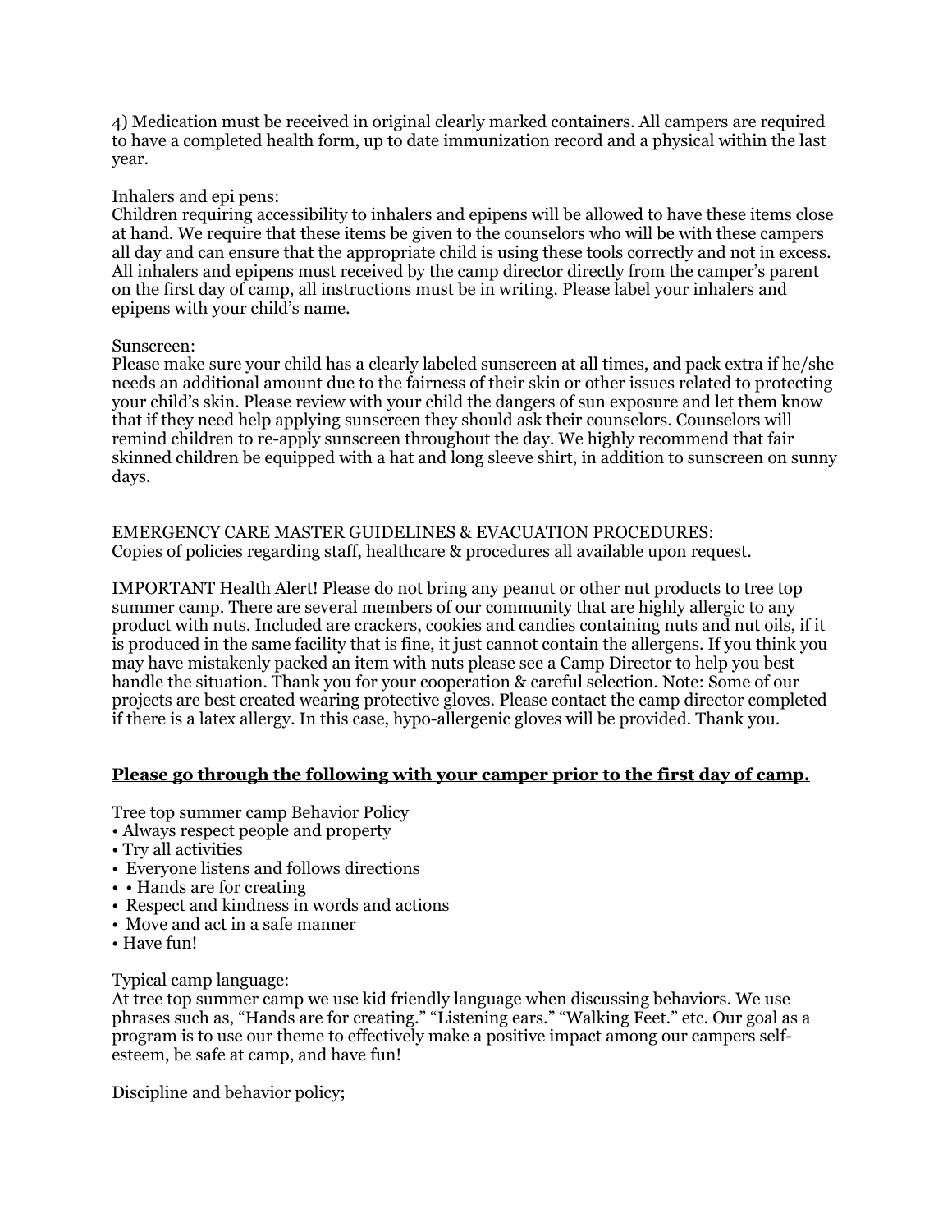4) Medication must be received in original clearly marked containers. All campers are required to have a completed health form, up to date immunization record and a physical within the last year.

Inhalers and epi pens:
Children requiring accessibility to inhalers and epipens will be allowed to have these items close at hand. We require that these items be given to the counselors who will be with these campers all day and can ensure that the appropriate child is using these tools correctly and not in excess. All inhalers and epipens must received by the camp director directly from the camper's parent on the first day of camp, all instructions must be in writing. Please label your inhalers and epipens with your child's name.

Sunscreen:
Please make sure your child has a clearly labeled sunscreen at all times, and pack extra if he/she needs an additional amount due to the fairness of their skin or other issues related to protecting your child's skin. Please review with your child the dangers of sun exposure and let them know that if they need help applying sunscreen they should ask their counselors. Counselors will remind children to re-apply sunscreen throughout the day. We highly recommend that fair skinned children be equipped with a hat and long sleeve shirt, in addition to sunscreen on sunny days.

EMERGENCY CARE MASTER GUIDELINES & EVACUATION PROCEDURES:
Copies of policies regarding staff, healthcare & procedures all available upon request.

IMPORTANT Health Alert! Please do not bring any peanut or other nut products to tree top summer camp. There are several members of our community that are highly allergic to any product with nuts. Included are crackers, cookies and candies containing nuts and nut oils, if it is produced in the same facility that is fine, it just cannot contain the allergens. If you think you may have mistakenly packed an item with nuts please see a Camp Director to help you best handle the situation. Thank you for your cooperation & careful selection. Note: Some of our projects are best created wearing protective gloves. Please contact the camp director completed if there is a latex allergy. In this case, hypo-allergenic gloves will be provided. Thank you.

**<u>Please go through the following with your camper prior to the first day of camp.</u>**

Tree top summer camp Behavior Policy
- Always respect people and property
- Try all activities
- Everyone listens and follows directions
- • Hands are for creating
- Respect and kindness in words and actions
- Move and act in a safe manner
- Have fun!

Typical camp language:
At tree top summer camp we use kid friendly language when discussing behaviors. We use phrases such as, "Hands are for creating." "Listening ears." "Walking Feet." etc. Our goal as a program is to use our theme to effectively make a positive impact among our campers self-esteem, be safe at camp, and have fun!

Discipline and behavior policy;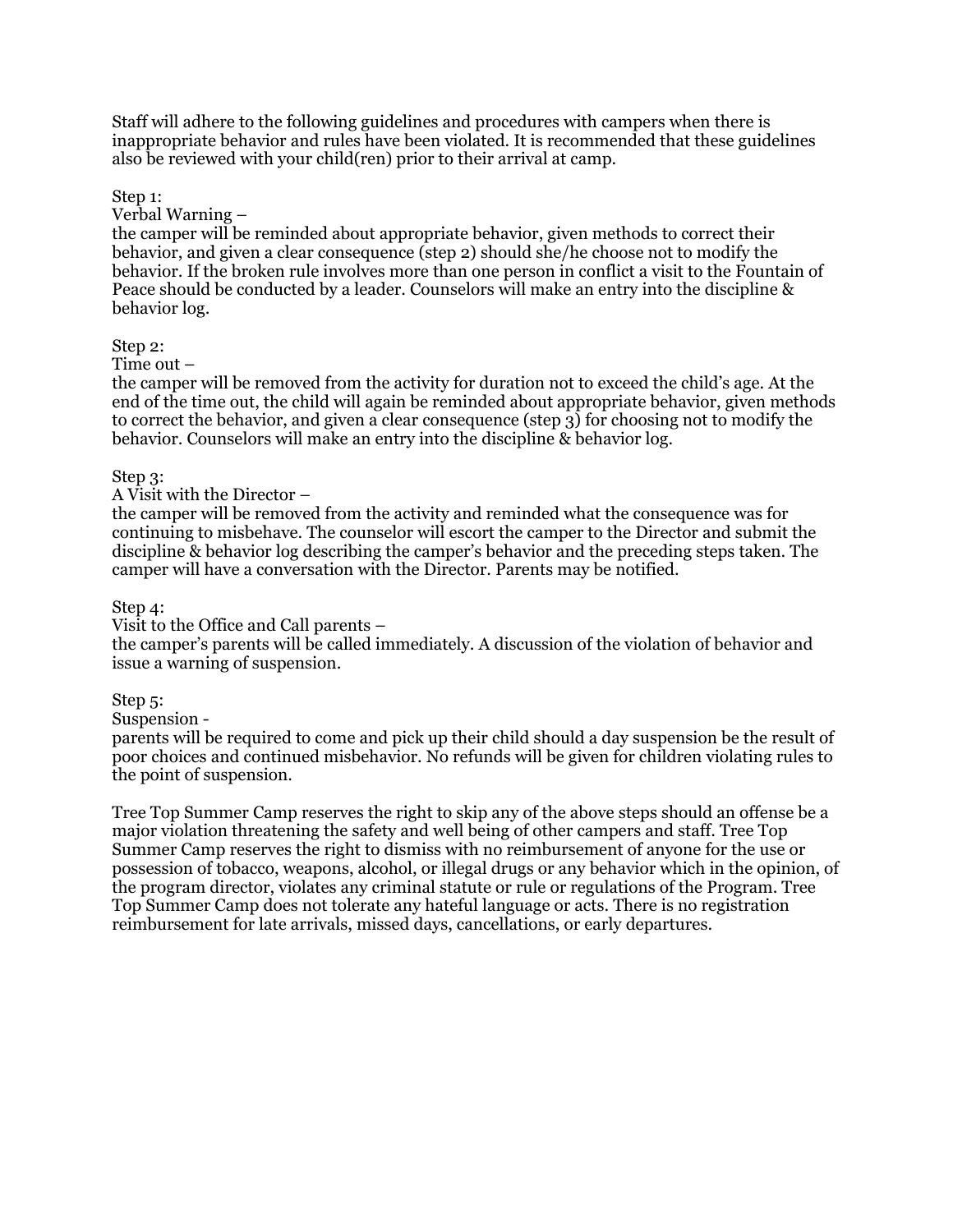Staff will adhere to the following guidelines and procedures with campers when there is inappropriate behavior and rules have been violated. It is recommended that these guidelines also be reviewed with your child(ren) prior to their arrival at camp.

Step 1:
Verbal Warning –
the camper will be reminded about appropriate behavior, given methods to correct their behavior, and given a clear consequence (step 2) should she/he choose not to modify the behavior. If the broken rule involves more than one person in conflict a visit to the Fountain of Peace should be conducted by a leader. Counselors will make an entry into the discipline & behavior log.

Step 2:
Time out –
the camper will be removed from the activity for duration not to exceed the child's age. At the end of the time out, the child will again be reminded about appropriate behavior, given methods to correct the behavior, and given a clear consequence (step 3) for choosing not to modify the behavior. Counselors will make an entry into the discipline & behavior log.

Step 3:
A Visit with the Director –
the camper will be removed from the activity and reminded what the consequence was for continuing to misbehave. The counselor will escort the camper to the Director and submit the discipline & behavior log describing the camper's behavior and the preceding steps taken. The camper will have a conversation with the Director. Parents may be notified.

Step 4:
Visit to the Office and Call parents –
the camper's parents will be called immediately. A discussion of the violation of behavior and issue a warning of suspension.

Step 5:
Suspension -
parents will be required to come and pick up their child should a day suspension be the result of poor choices and continued misbehavior. No refunds will be given for children violating rules to the point of suspension.

Tree Top Summer Camp reserves the right to skip any of the above steps should an offense be a major violation threatening the safety and well being of other campers and staff. Tree Top Summer Camp reserves the right to dismiss with no reimbursement of anyone for the use or possession of tobacco, weapons, alcohol, or illegal drugs or any behavior which in the opinion, of the program director, violates any criminal statute or rule or regulations of the Program. Tree Top Summer Camp does not tolerate any hateful language or acts. There is no registration reimbursement for late arrivals, missed days, cancellations, or early departures.